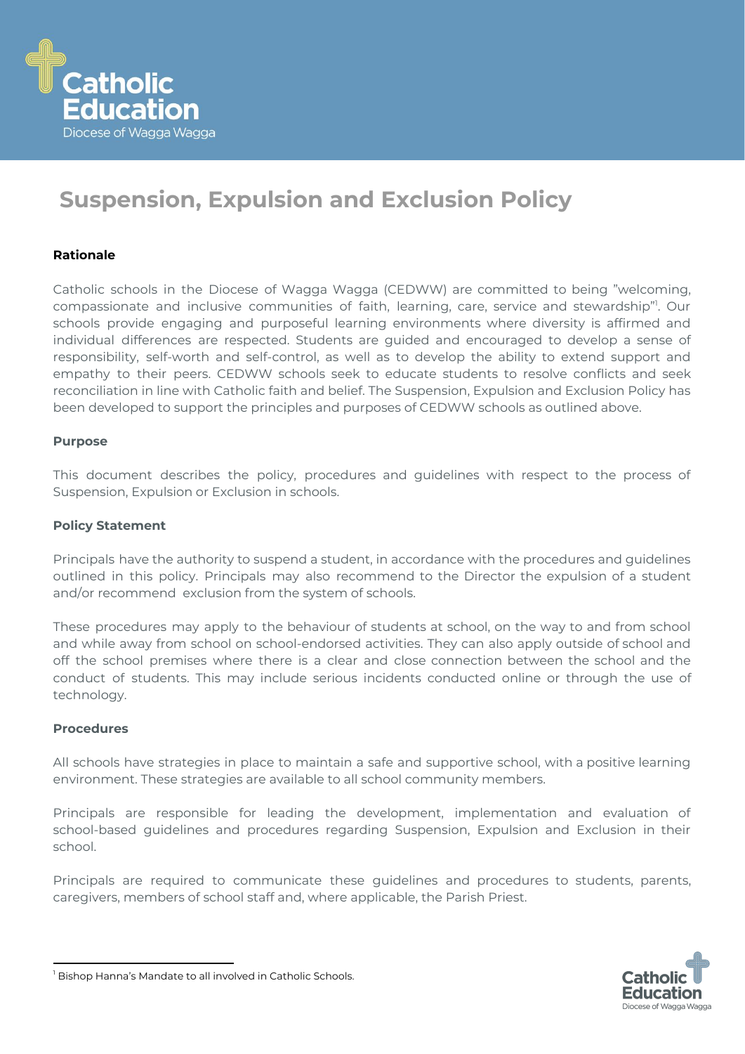Catholic Education
Diocese of Wagga Wagga

# Suspension, Expulsion and Exclusion Policy

**Rationale**

Catholic schools in the Diocese of Wagga Wagga (CEDWW) are committed to being "welcoming, compassionate and inclusive communities of faith, learning, care, service and stewardship"[1]. Our schools provide engaging and purposeful learning environments where diversity is affirmed and individual differences are respected. Students are guided and encouraged to develop a sense of responsibility, self-worth and self-control, as well as to develop the ability to extend support and empathy to their peers. CEDWW schools seek to educate students to resolve conflicts and seek reconciliation in line with Catholic faith and belief. The Suspension, Expulsion and Exclusion Policy has been developed to support the principles and purposes of CEDWW schools as outlined above.

**Purpose**

This document describes the policy, procedures and guidelines with respect to the process of Suspension, Expulsion or Exclusion in schools.

**Policy Statement**

Principals have the authority to suspend a student, in accordance with the procedures and guidelines outlined in this policy. Principals may also recommend to the Director the expulsion of a student and/or recommend exclusion from the system of schools.

These procedures may apply to the behaviour of students at school, on the way to and from school and while away from school on school-endorsed activities. They can also apply outside of school and off the school premises where there is a clear and close connection between the school and the conduct of students. This may include serious incidents conducted online or through the use of technology.

**Procedures**

All schools have strategies in place to maintain a safe and supportive school, with a positive learning environment. These strategies are available to all school community members.

Principals are responsible for leading the development, implementation and evaluation of school-based guidelines and procedures regarding Suspension, Expulsion and Exclusion in their school.

Principals are required to communicate these guidelines and procedures to students, parents, caregivers, members of school staff and, where applicable, the Parish Priest.

[1] Bishop Hanna's Mandate to all involved in Catholic Schools.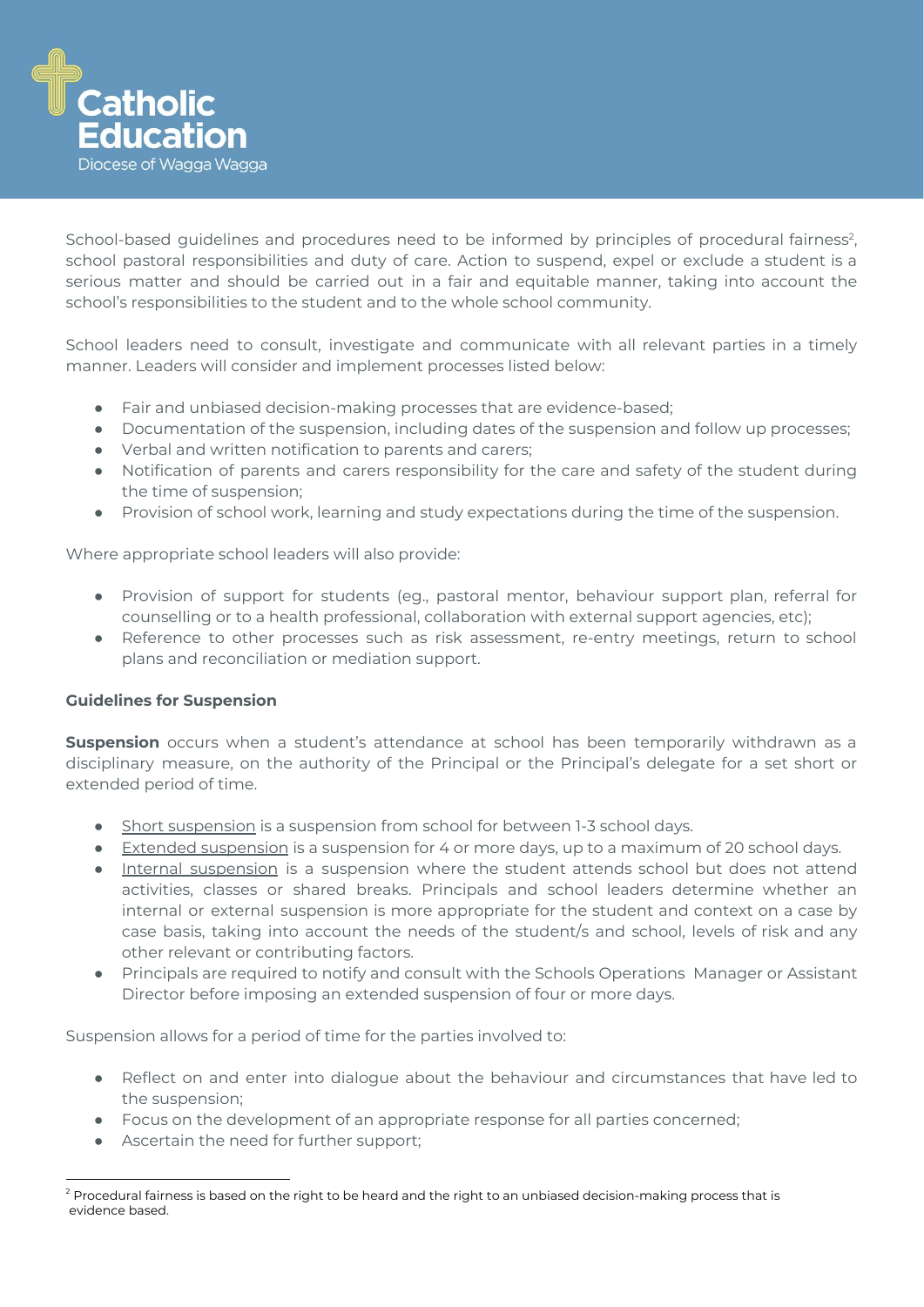School-based guidelines and procedures need to be informed by principles of procedural fairness[2], school pastoral responsibilities and duty of care. Action to suspend, expel or exclude a student is a serious matter and should be carried out in a fair and equitable manner, taking into account the school's responsibilities to the student and to the whole school community.

School leaders need to consult, investigate and communicate with all relevant parties in a timely manner. Leaders will consider and implement processes listed below:

- Fair and unbiased decision-making processes that are evidence-based;
- Documentation of the suspension, including dates of the suspension and follow up processes;
- Verbal and written notification to parents and carers;
- Notification of parents and carers responsibility for the care and safety of the student during the time of suspension;
- Provision of school work, learning and study expectations during the time of the suspension.

Where appropriate school leaders will also provide:

- Provision of support for students (eg., pastoral mentor, behaviour support plan, referral for counselling or to a health professional, collaboration with external support agencies, etc);
- Reference to other processes such as risk assessment, re-entry meetings, return to school plans and reconciliation or mediation support.

**Guidelines for Suspension**

**Suspension** occurs when a student's attendance at school has been temporarily withdrawn as a disciplinary measure, on the authority of the Principal or the Principal's delegate for a set short or extended period of time.

- Short suspension is a suspension from school for between 1-3 school days.
- Extended suspension is a suspension for 4 or more days, up to a maximum of 20 school days.
- Internal suspension is a suspension where the student attends school but does not attend activities, classes or shared breaks. Principals and school leaders determine whether an internal or external suspension is more appropriate for the student and context on a case by case basis, taking into account the needs of the student/s and school, levels of risk and any other relevant or contributing factors.
- Principals are required to notify and consult with the Schools Operations Manager or Assistant Director before imposing an extended suspension of four or more days.

Suspension allows for a period of time for the parties involved to:

- Reflect on and enter into dialogue about the behaviour and circumstances that have led to the suspension;
- Focus on the development of an appropriate response for all parties concerned;
- Ascertain the need for further support;

[2] Procedural fairness is based on the right to be heard and the right to an unbiased decision-making process that is evidence based.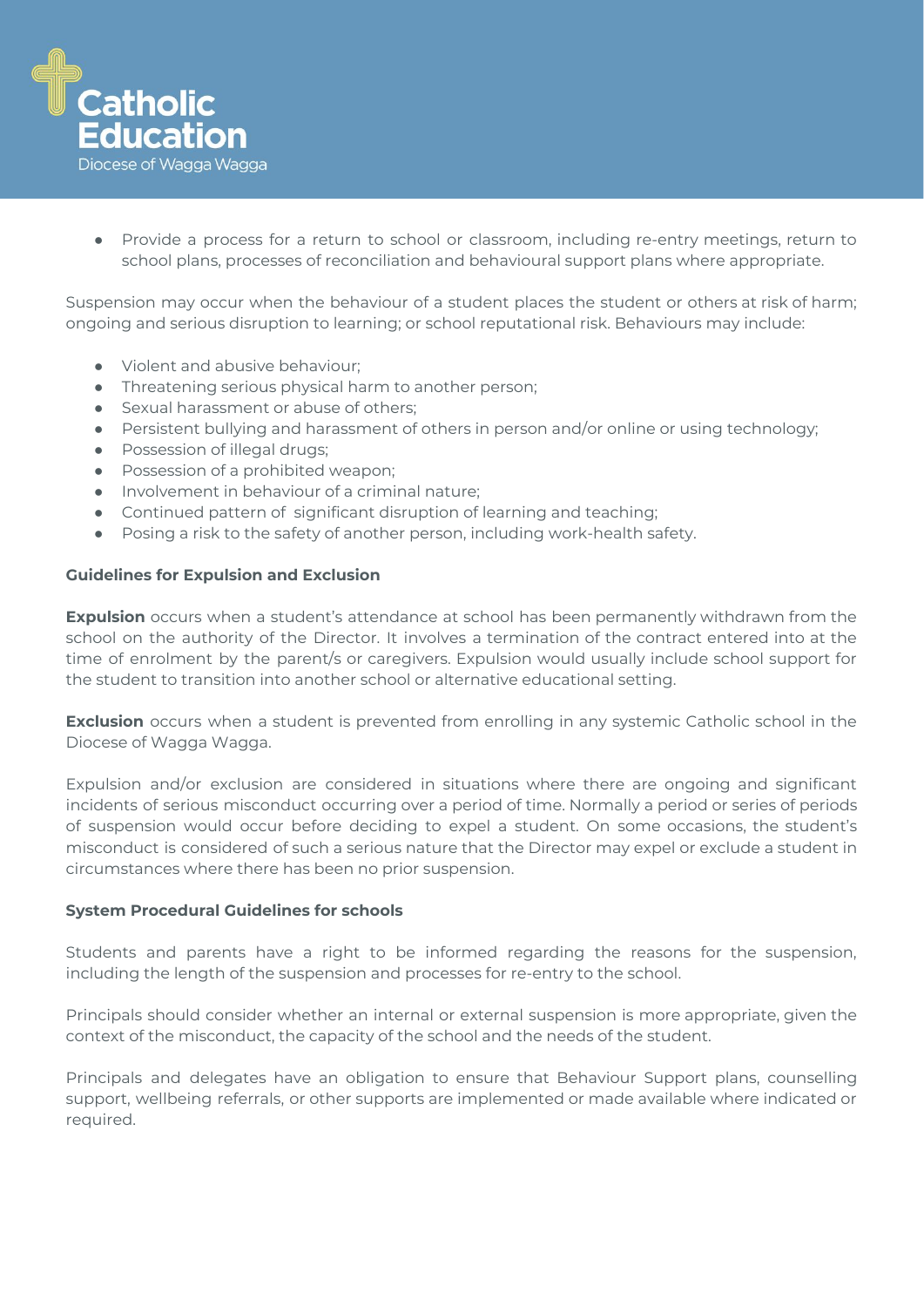- Provide a process for a return to school or classroom, including re-entry meetings, return to school plans, processes of reconciliation and behavioural support plans where appropriate.

Suspension may occur when the behaviour of a student places the student or others at risk of harm; ongoing and serious disruption to learning; or school reputational risk. Behaviours may include:

- Violent and abusive behaviour;
- Threatening serious physical harm to another person;
- Sexual harassment or abuse of others;
- Persistent bullying and harassment of others in person and/or online or using technology;
- Possession of illegal drugs;
- Possession of a prohibited weapon;
- Involvement in behaviour of a criminal nature;
- Continued pattern of significant disruption of learning and teaching;
- Posing a risk to the safety of another person, including work-health safety.

### Guidelines for Expulsion and Exclusion

**Expulsion** occurs when a student's attendance at school has been permanently withdrawn from the school on the authority of the Director. It involves a termination of the contract entered into at the time of enrolment by the parent/s or caregivers. Expulsion would usually include school support for the student to transition into another school or alternative educational setting.

**Exclusion** occurs when a student is prevented from enrolling in any systemic Catholic school in the Diocese of Wagga Wagga.

Expulsion and/or exclusion are considered in situations where there are ongoing and significant incidents of serious misconduct occurring over a period of time. Normally a period or series of periods of suspension would occur before deciding to expel a student. On some occasions, the student's misconduct is considered of such a serious nature that the Director may expel or exclude a student in circumstances where there has been no prior suspension.

### System Procedural Guidelines for schools

Students and parents have a right to be informed regarding the reasons for the suspension, including the length of the suspension and processes for re-entry to the school.

Principals should consider whether an internal or external suspension is more appropriate, given the context of the misconduct, the capacity of the school and the needs of the student.

Principals and delegates have an obligation to ensure that Behaviour Support plans, counselling support, wellbeing referrals, or other supports are implemented or made available where indicated or required.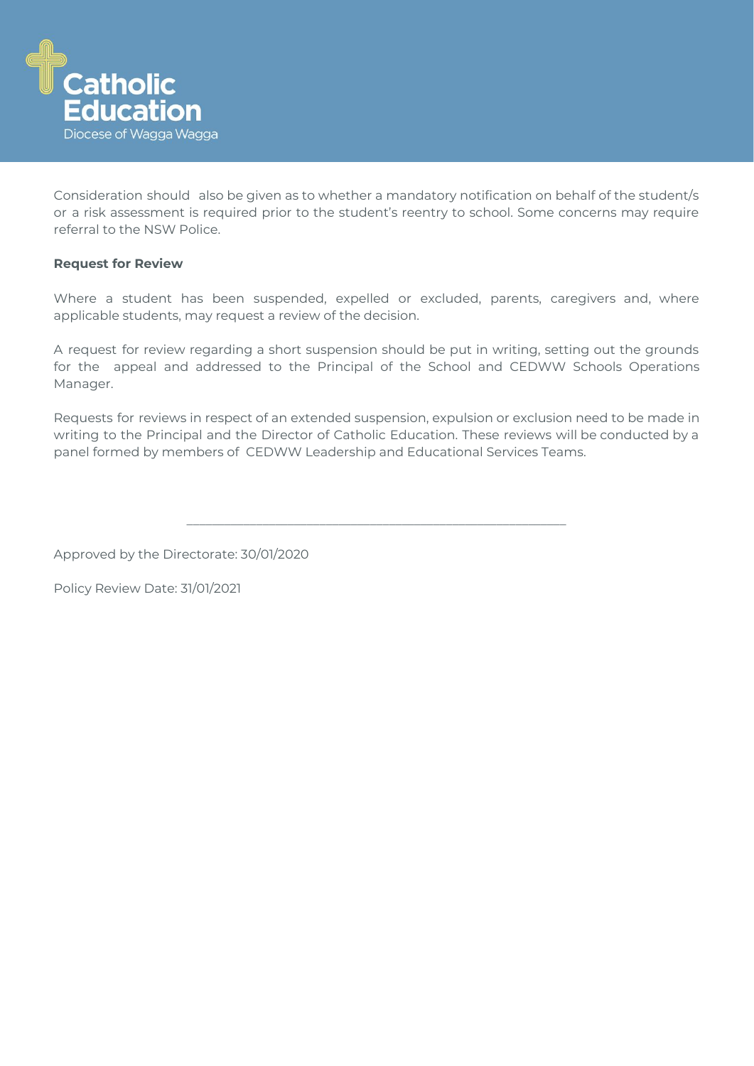Consideration should also be given as to whether a mandatory notification on behalf of the student/s or a risk assessment is required prior to the student's reentry to school. Some concerns may require referral to the NSW Police.

**Request for Review**

Where a student has been suspended, expelled or excluded, parents, caregivers and, where applicable students, may request a review of the decision.

A request for review regarding a short suspension should be put in writing, setting out the grounds for the appeal and addressed to the Principal of the School and CEDWW Schools Operations Manager.

Requests for reviews in respect of an extended suspension, expulsion or exclusion need to be made in writing to the Principal and the Director of Catholic Education. These reviews will be conducted by a panel formed by members of CEDWW Leadership and Educational Services Teams.

---

Approved by the Directorate: 30/01/2020

Policy Review Date: 31/01/2021